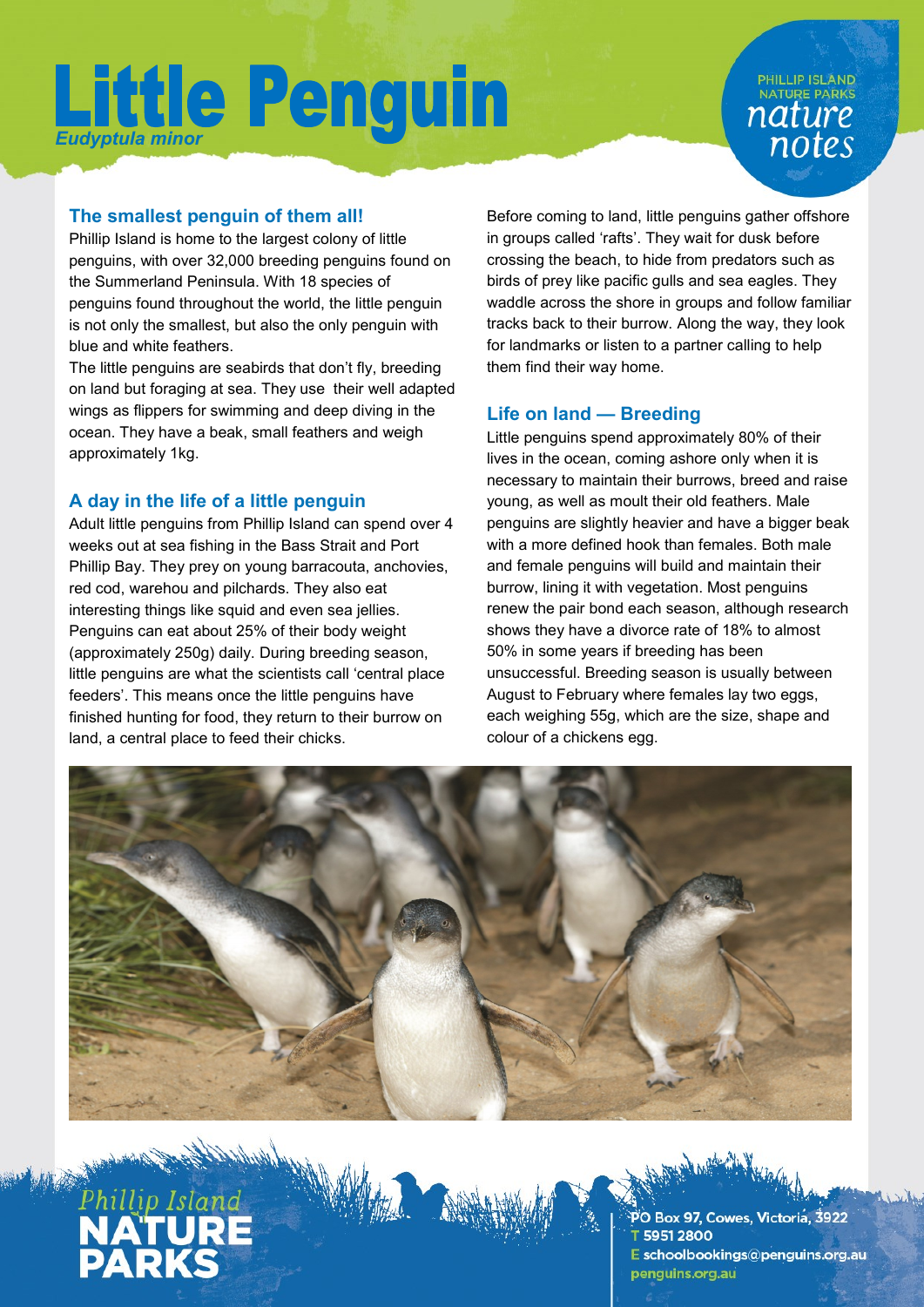# Little Penguin

*Eudyptula minor*

PHILLIP ISLAND NATURE PARKS nature notes

## The smallest penguin of them all!

Phillip Island is home to the largest colony of little penguins, with over 32,000 breeding penguins found on the Summerland Peninsula. With 18 species of penguins found throughout the world, the little penguin is not only the smallest, but also the only penguin with blue and white feathers.

The little penguins are seabirds that don't fly, breeding on land but foraging at sea. They use their well adapted wings as flippers for swimming and deep diving in the ocean. They have a beak, small feathers and weigh approximately 1kg.

## A day in the life of a little penguin

Adult little penguins from Phillip Island can spend over 4 weeks out at sea fishing in the Bass Strait and Port Phillip Bay. They prey on young barracouta, anchovies, red cod, warehou and pilchards. They also eat interesting things like squid and even sea jellies. Penguins can eat about 25% of their body weight (approximately 250g) daily. During breeding season, little penguins are what the scientists call 'central place feeders'. This means once the little penguins have finished hunting for food, they return to their burrow on land, a central place to feed their chicks.

Before coming to land, little penguins gather offshore in groups called 'rafts'. They wait for dusk before crossing the beach, to hide from predators such as birds of prey like pacific gulls and sea eagles. They waddle across the shore in groups and follow familiar tracks back to their burrow. Along the way, they look for landmarks or listen to a partner calling to help them find their way home.

## Life on land — Breeding

Little penguins spend approximately 80% of their lives in the ocean, coming ashore only when it is necessary to maintain their burrows, breed and raise young, as well as moult their old feathers. Male penguins are slightly heavier and have a bigger beak with a more defined hook than females. Both male and female penguins will build and maintain their burrow, lining it with vegetation. Most penguins renew the pair bond each season, although research shows they have a divorce rate of 18% to almost 50% in some years if breeding has been unsuccessful. Breeding season is usually between August to February where females lay two eggs, each weighing 55g, which are the size, shape and colour of a chickens egg.

Phillip Island NATURE PARKS

PO Box 97, Cowes, Victoria, 3922
T 5951 2800
E schoolbookings@penguins.org.au
penguins.org.au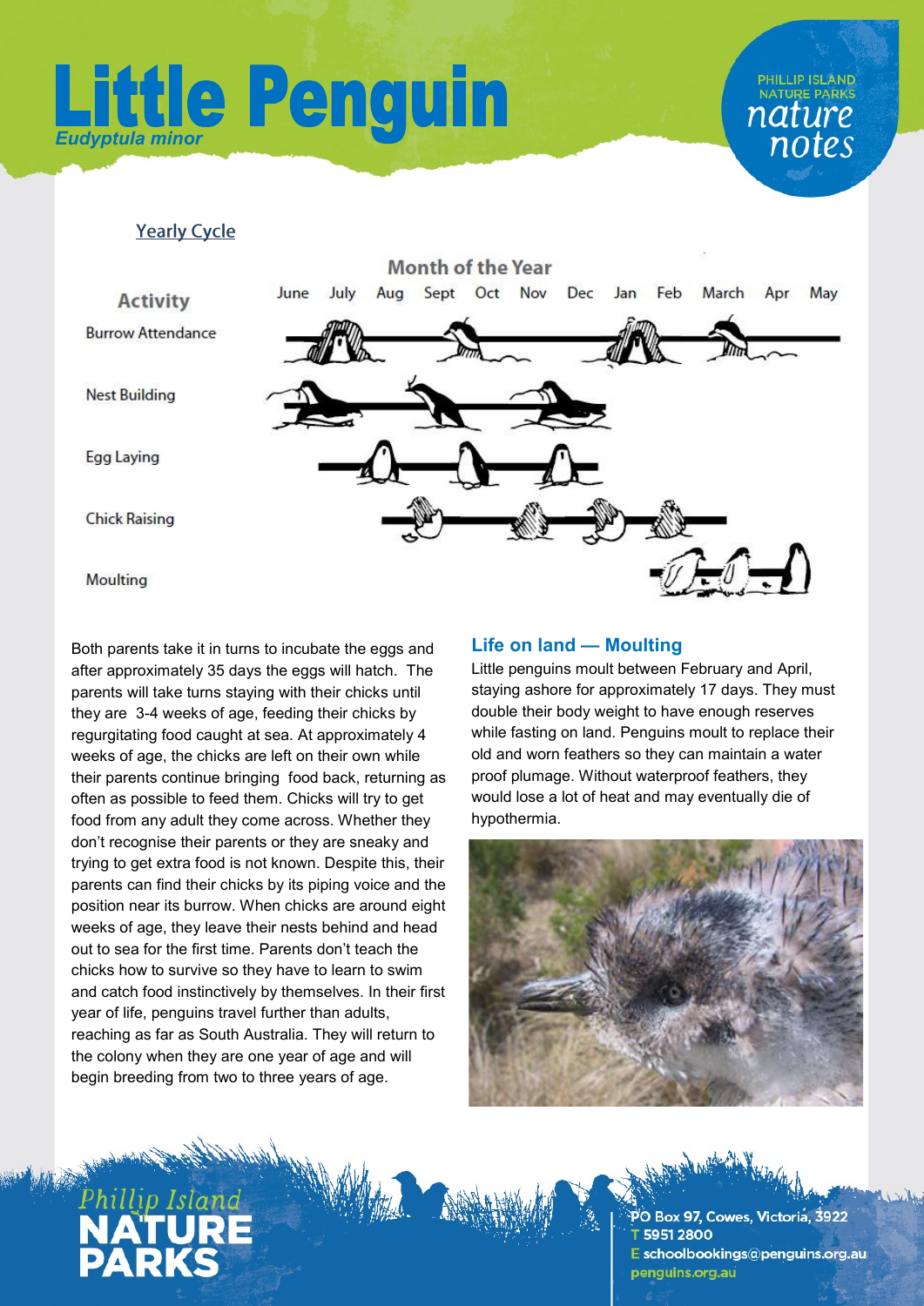# Little Penguin

*Eudyptula minor*

## Yearly Cycle

**Month of the Year**

| Activity | June | July | Aug | Sept | Oct | Nov | Dec | Jan | Feb | March | Apr | May |
|---|---|---|---|---|---|---|---|---|---|---|---|---|
| Burrow Attendance | | | | | | | | | | | | |
| Nest Building | | | | | | | | | | | | |
| Egg Laying | | | | | | | | | | | | |
| Chick Raising | | | | | | | | | | | | |
| Moulting | | | | | | | | | | | | |

Both parents take it in turns to incubate the eggs and after approximately 35 days the eggs will hatch. The parents will take turns staying with their chicks until they are 3-4 weeks of age, feeding their chicks by regurgitating food caught at sea. At approximately 4 weeks of age, the chicks are left on their own while their parents continue bringing food back, returning as often as possible to feed them. Chicks will try to get food from any adult they come across. Whether they don't recognise their parents or they are sneaky and trying to get extra food is not known. Despite this, their parents can find their chicks by its piping voice and the position near its burrow. When chicks are around eight weeks of age, they leave their nests behind and head out to sea for the first time. Parents don't teach the chicks how to survive so they have to learn to swim and catch food instinctively by themselves. In their first year of life, penguins travel further than adults, reaching as far as South Australia. They will return to the colony when they are one year of age and will begin breeding from two to three years of age.

### Life on land — Moulting

Little penguins moult between February and April, staying ashore for approximately 17 days. They must double their body weight to have enough reserves while fasting on land. Penguins moult to replace their old and worn feathers so they can maintain a water proof plumage. Without waterproof feathers, they would lose a lot of heat and may eventually die of hypothermia.

PO Box 97, Cowes, Victoria, 3922
T 5951 2800
E schoolbookings@penguins.org.au
penguins.org.au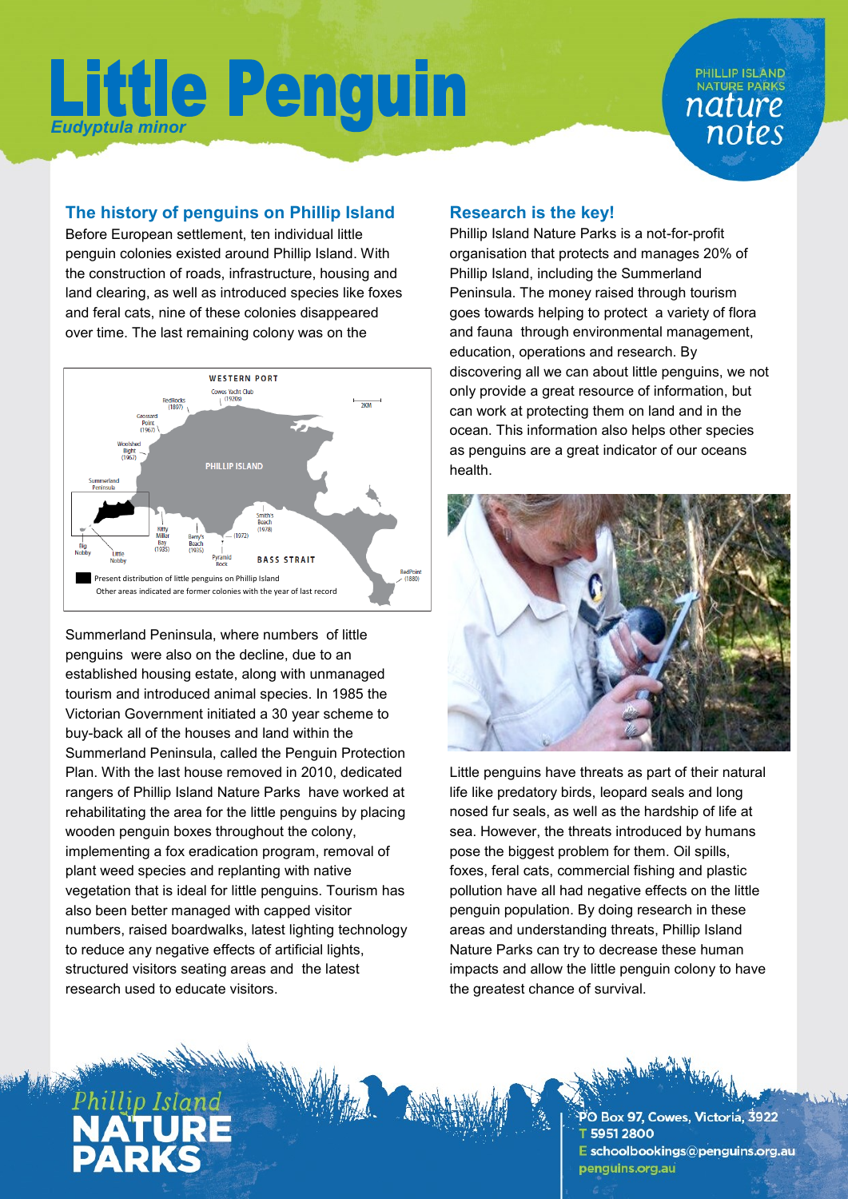# Little Penguin

*Eudyptula minor*

PHILLIP ISLAND NATURE PARKS *nature notes*

## The history of penguins on Phillip Island

Before European settlement, ten individual little penguin colonies existed around Phillip Island. With the construction of roads, infrastructure, housing and land clearing, as well as introduced species like foxes and feral cats, nine of these colonies disappeared over time. The last remaining colony was on the Summerland Peninsula, where numbers of little penguins were also on the decline, due to an established housing estate, along with unmanaged tourism and introduced animal species. In 1985 the Victorian Government initiated a 30 year scheme to buy-back all of the houses and land within the Summerland Peninsula, called the Penguin Protection Plan. With the last house removed in 2010, dedicated rangers of Phillip Island Nature Parks have worked at rehabilitating the area for the little penguins by placing wooden penguin boxes throughout the colony, implementing a fox eradication program, removal of plant weed species and replanting with native vegetation that is ideal for little penguins. Tourism has also been better managed with capped visitor numbers, raised boardwalks, latest lighting technology to reduce any negative effects of artificial lights, structured visitors seating areas and the latest research used to educate visitors.

Present distribution of little penguins on Phillip Island
Other areas indicated are former colonies with the year of last record

## Research is the key!

Phillip Island Nature Parks is a not-for-profit organisation that protects and manages 20% of Phillip Island, including the Summerland Peninsula. The money raised through tourism goes towards helping to protect a variety of flora and fauna through environmental management, education, operations and research. By discovering all we can about little penguins, we not only provide a great resource of information, but can work at protecting them on land and in the ocean. This information also helps other species as penguins are a great indicator of our oceans health.

Little penguins have threats as part of their natural life like predatory birds, leopard seals and long nosed fur seals, as well as the hardship of life at sea. However, the threats introduced by humans pose the biggest problem for them. Oil spills, foxes, feral cats, commercial fishing and plastic pollution have all had negative effects on the little penguin population. By doing research in these areas and understanding threats, Phillip Island Nature Parks can try to decrease these human impacts and allow the little penguin colony to have the greatest chance of survival.

Phillip Island NATURE PARKS

PO Box 97, Cowes, Victoria, 3922
T 5951 2800
E schoolbookings@penguins.org.au
penguins.org.au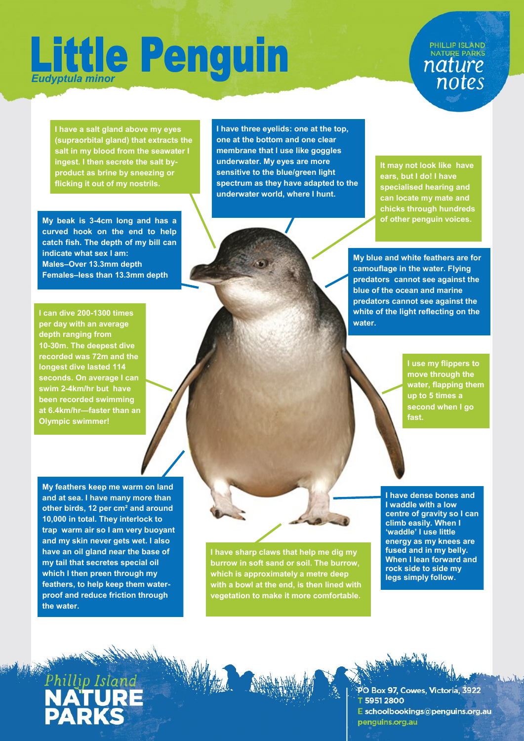# Little Penguin

*Eudyptula minor*

PHILLIP ISLAND NATURE PARKS
nature notes

I have a salt gland above my eyes (supraorbital gland) that extracts the salt in my blood from the seawater I ingest. I then secrete the salt by-product as brine by sneezing or flicking it out of my nostrils.

I have three eyelids: one at the top, one at the bottom and one clear membrane that I use like goggles underwater. My eyes are more sensitive to the blue/green light spectrum as they have adapted to the underwater world, where I hunt.

It may not look like have ears, but I do! I have specialised hearing and can locate my mate and chicks through hundreds of other penguin voices.

My beak is 3-4cm long and has a curved hook on the end to help catch fish. The depth of my bill can indicate what sex I am:
Males–Over 13.3mm depth
Females–less than 13.3mm depth

My blue and white feathers are for camouflage in the water. Flying predators cannot see against the blue of the ocean and marine predators cannot see against the white of the light reflecting on the water.

I can dive 200-1300 times per day with an average depth ranging from 10-30m. The deepest dive recorded was 72m and the longest dive lasted 114 seconds. On average I can swim 2-4km/hr but have been recorded swimming at 6.4km/hr—faster than an Olympic swimmer!

I use my flippers to move through the water, flapping them up to 5 times a second when I go fast.

My feathers keep me warm on land and at sea. I have many more than other birds, 12 per cm² and around 10,000 in total. They interlock to trap warm air so I am very buoyant and my skin never gets wet. I also have an oil gland near the base of my tail that secretes special oil which I then preen through my feathers, to help keep them water-proof and reduce friction through the water.

I have sharp claws that help me dig my burrow in soft sand or soil. The burrow, which is approximately a metre deep with a bowl at the end, is then lined with vegetation to make it more comfortable.

I have dense bones and I waddle with a low centre of gravity so I can climb easily. When I 'waddle' I use little energy as my knees are fused and in my belly. When I lean forward and rock side to side my legs simply follow.

Phillip Island NATURE PARKS

PO Box 97, Cowes, Victoria, 3922
T 5951 2800
E schoolbookings@penguins.org.au
penguins.org.au